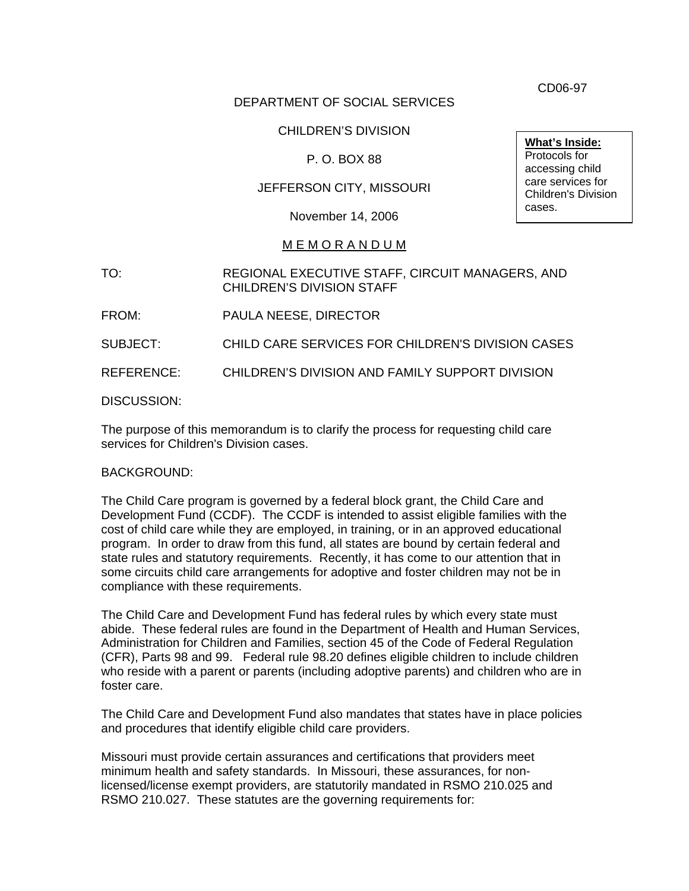CD06-97

DEPARTMENT OF SOCIAL SERVICES

CHILDREN'S DIVISION

P. O. BOX 88

JEFFERSON CITY, MISSOURI

November 14, 2006

**What's Inside:**
Protocols for accessing child care services for Children's Division cases.

M E M O R A N D U M

TO: REGIONAL EXECUTIVE STAFF, CIRCUIT MANAGERS, AND CHILDREN'S DIVISION STAFF

FROM: PAULA NEESE, DIRECTOR

SUBJECT: CHILD CARE SERVICES FOR CHILDREN'S DIVISION CASES

REFERENCE: CHILDREN'S DIVISION AND FAMILY SUPPORT DIVISION

DISCUSSION:

The purpose of this memorandum is to clarify the process for requesting child care services for Children's Division cases.

BACKGROUND:

The Child Care program is governed by a federal block grant, the Child Care and Development Fund (CCDF). The CCDF is intended to assist eligible families with the cost of child care while they are employed, in training, or in an approved educational program. In order to draw from this fund, all states are bound by certain federal and state rules and statutory requirements. Recently, it has come to our attention that in some circuits child care arrangements for adoptive and foster children may not be in compliance with these requirements.

The Child Care and Development Fund has federal rules by which every state must abide. These federal rules are found in the Department of Health and Human Services, Administration for Children and Families, section 45 of the Code of Federal Regulation (CFR), Parts 98 and 99. Federal rule 98.20 defines eligible children to include children who reside with a parent or parents (including adoptive parents) and children who are in foster care.

The Child Care and Development Fund also mandates that states have in place policies and procedures that identify eligible child care providers.

Missouri must provide certain assurances and certifications that providers meet minimum health and safety standards. In Missouri, these assurances, for non-licensed/license exempt providers, are statutorily mandated in RSMO 210.025 and RSMO 210.027. These statutes are the governing requirements for: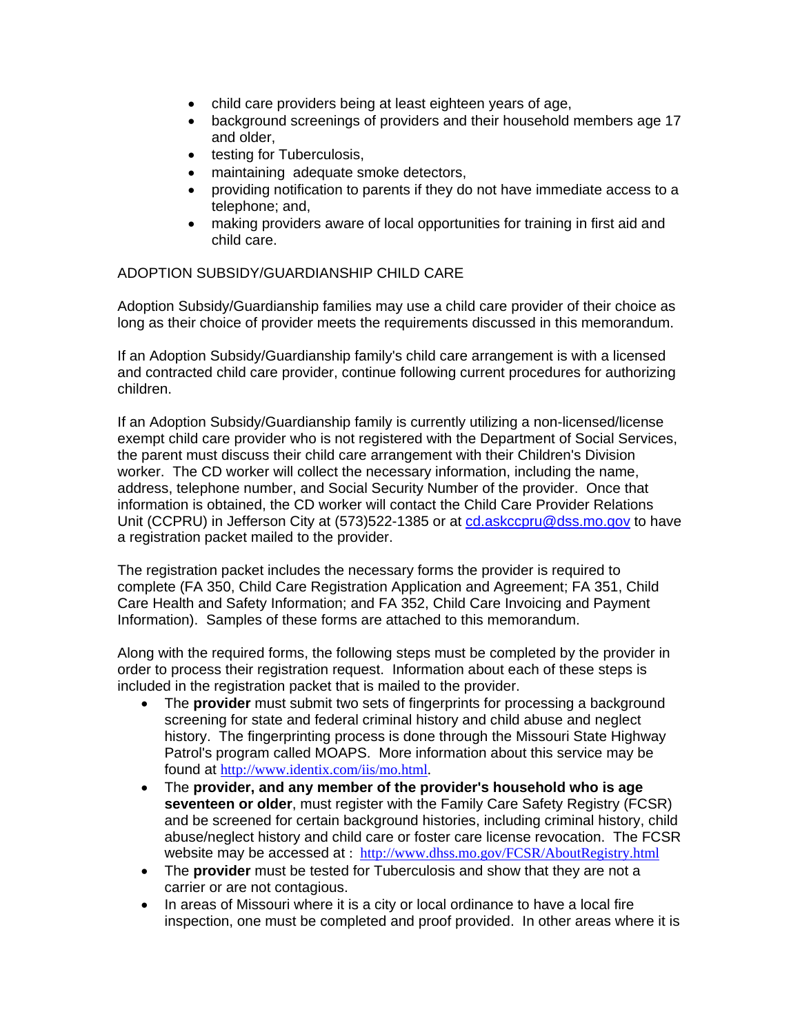- child care providers being at least eighteen years of age,
- background screenings of providers and their household members age 17 and older,
- testing for Tuberculosis,
- maintaining adequate smoke detectors,
- providing notification to parents if they do not have immediate access to a telephone; and,
- making providers aware of local opportunities for training in first aid and child care.

ADOPTION SUBSIDY/GUARDIANSHIP CHILD CARE

Adoption Subsidy/Guardianship families may use a child care provider of their choice as long as their choice of provider meets the requirements discussed in this memorandum.

If an Adoption Subsidy/Guardianship family's child care arrangement is with a licensed and contracted child care provider, continue following current procedures for authorizing children.

If an Adoption Subsidy/Guardianship family is currently utilizing a non-licensed/license exempt child care provider who is not registered with the Department of Social Services, the parent must discuss their child care arrangement with their Children's Division worker. The CD worker will collect the necessary information, including the name, address, telephone number, and Social Security Number of the provider. Once that information is obtained, the CD worker will contact the Child Care Provider Relations Unit (CCPRU) in Jefferson City at (573)522-1385 or at cd.askccpru@dss.mo.gov to have a registration packet mailed to the provider.

The registration packet includes the necessary forms the provider is required to complete (FA 350, Child Care Registration Application and Agreement; FA 351, Child Care Health and Safety Information; and FA 352, Child Care Invoicing and Payment Information). Samples of these forms are attached to this memorandum.

Along with the required forms, the following steps must be completed by the provider in order to process their registration request. Information about each of these steps is included in the registration packet that is mailed to the provider.

- The **provider** must submit two sets of fingerprints for processing a background screening for state and federal criminal history and child abuse and neglect history. The fingerprinting process is done through the Missouri State Highway Patrol's program called MOAPS. More information about this service may be found at http://www.identix.com/iis/mo.html.
- The **provider, and any member of the provider's household who is age seventeen or older**, must register with the Family Care Safety Registry (FCSR) and be screened for certain background histories, including criminal history, child abuse/neglect history and child care or foster care license revocation. The FCSR website may be accessed at : http://www.dhss.mo.gov/FCSR/AboutRegistry.html
- The **provider** must be tested for Tuberculosis and show that they are not a carrier or are not contagious.
- In areas of Missouri where it is a city or local ordinance to have a local fire inspection, one must be completed and proof provided. In other areas where it is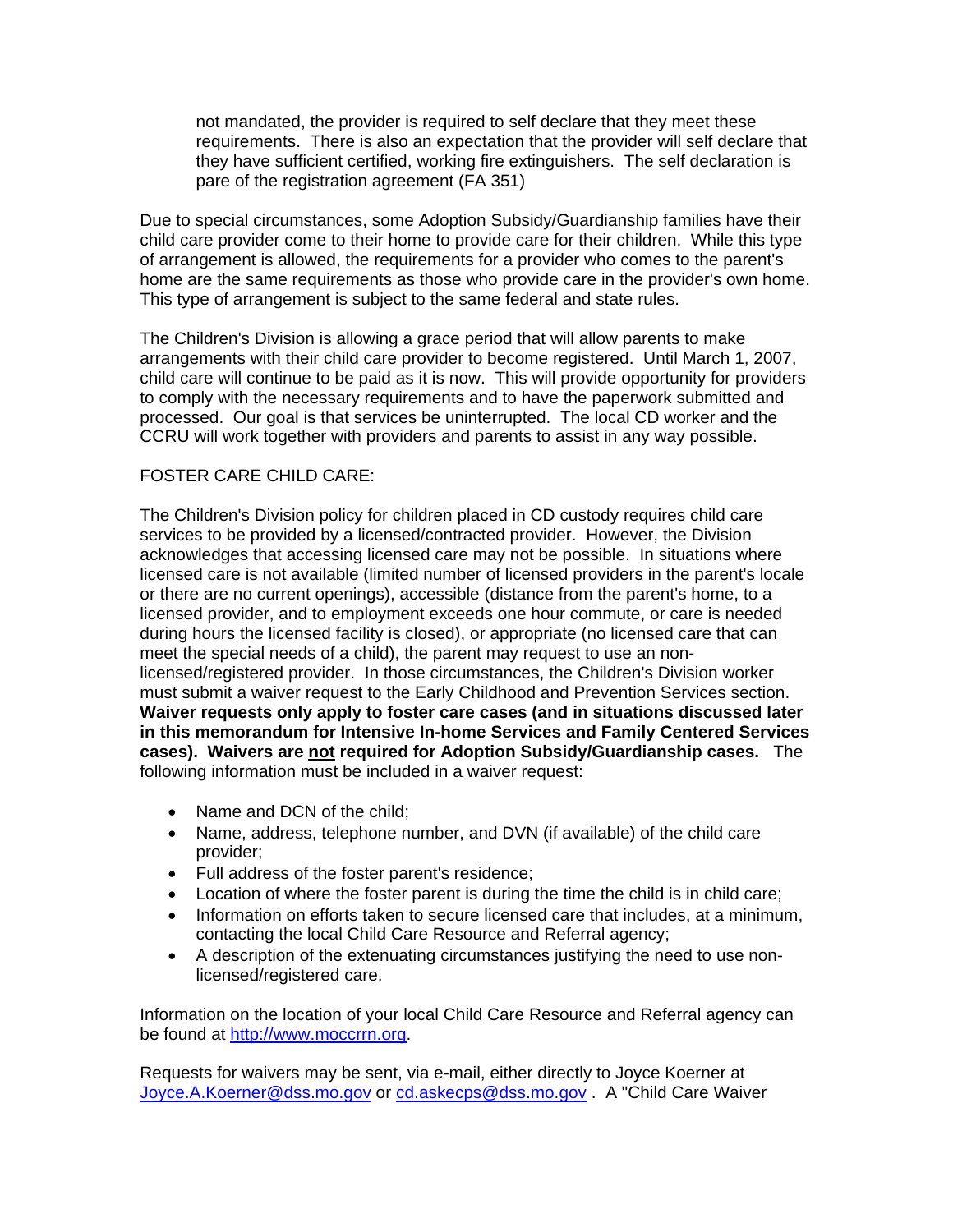not mandated, the provider is required to self declare that they meet these requirements. There is also an expectation that the provider will self declare that they have sufficient certified, working fire extinguishers. The self declaration is pare of the registration agreement (FA 351)

Due to special circumstances, some Adoption Subsidy/Guardianship families have their child care provider come to their home to provide care for their children. While this type of arrangement is allowed, the requirements for a provider who comes to the parent's home are the same requirements as those who provide care in the provider's own home. This type of arrangement is subject to the same federal and state rules.

The Children's Division is allowing a grace period that will allow parents to make arrangements with their child care provider to become registered. Until March 1, 2007, child care will continue to be paid as it is now. This will provide opportunity for providers to comply with the necessary requirements and to have the paperwork submitted and processed. Our goal is that services be uninterrupted. The local CD worker and the CCRU will work together with providers and parents to assist in any way possible.

FOSTER CARE CHILD CARE:

The Children's Division policy for children placed in CD custody requires child care services to be provided by a licensed/contracted provider. However, the Division acknowledges that accessing licensed care may not be possible. In situations where licensed care is not available (limited number of licensed providers in the parent's locale or there are no current openings), accessible (distance from the parent's home, to a licensed provider, and to employment exceeds one hour commute, or care is needed during hours the licensed facility is closed), or appropriate (no licensed care that can meet the special needs of a child), the parent may request to use an non-licensed/registered provider. In those circumstances, the Children's Division worker must submit a waiver request to the Early Childhood and Prevention Services section. **Waiver requests only apply to foster care cases (and in situations discussed later in this memorandum for Intensive In-home Services and Family Centered Services cases). Waivers are <u>not</u> required for Adoption Subsidy/Guardianship cases.** The following information must be included in a waiver request:

- Name and DCN of the child;
- Name, address, telephone number, and DVN (if available) of the child care provider;
- Full address of the foster parent's residence;
- Location of where the foster parent is during the time the child is in child care;
- Information on efforts taken to secure licensed care that includes, at a minimum, contacting the local Child Care Resource and Referral agency;
- A description of the extenuating circumstances justifying the need to use non-licensed/registered care.

Information on the location of your local Child Care Resource and Referral agency can be found at http://www.moccrrn.org.

Requests for waivers may be sent, via e-mail, either directly to Joyce Koerner at Joyce.A.Koerner@dss.mo.gov or cd.askecps@dss.mo.gov . A "Child Care Waiver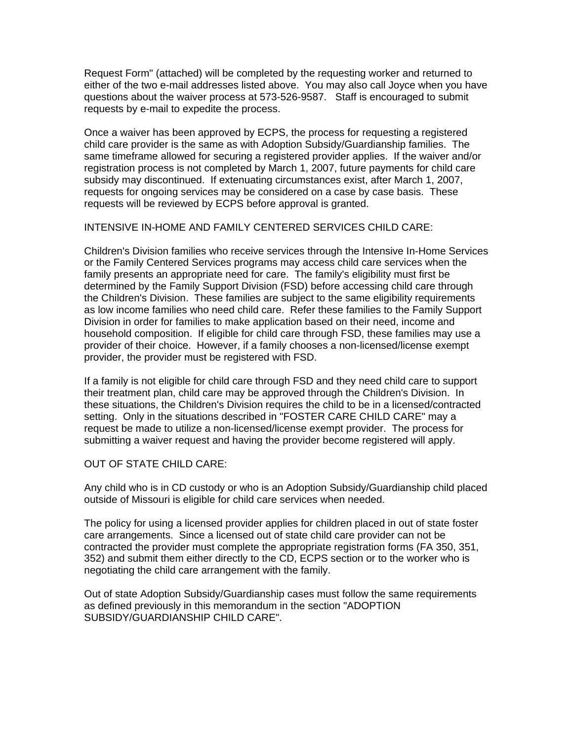Request Form" (attached) will be completed by the requesting worker and returned to either of the two e-mail addresses listed above. You may also call Joyce when you have questions about the waiver process at 573-526-9587. Staff is encouraged to submit requests by e-mail to expedite the process.

Once a waiver has been approved by ECPS, the process for requesting a registered child care provider is the same as with Adoption Subsidy/Guardianship families. The same timeframe allowed for securing a registered provider applies. If the waiver and/or registration process is not completed by March 1, 2007, future payments for child care subsidy may discontinued. If extenuating circumstances exist, after March 1, 2007, requests for ongoing services may be considered on a case by case basis. These requests will be reviewed by ECPS before approval is granted.

INTENSIVE IN-HOME AND FAMILY CENTERED SERVICES CHILD CARE:

Children's Division families who receive services through the Intensive In-Home Services or the Family Centered Services programs may access child care services when the family presents an appropriate need for care. The family's eligibility must first be determined by the Family Support Division (FSD) before accessing child care through the Children's Division. These families are subject to the same eligibility requirements as low income families who need child care. Refer these families to the Family Support Division in order for families to make application based on their need, income and household composition. If eligible for child care through FSD, these families may use a provider of their choice. However, if a family chooses a non-licensed/license exempt provider, the provider must be registered with FSD.

If a family is not eligible for child care through FSD and they need child care to support their treatment plan, child care may be approved through the Children's Division. In these situations, the Children's Division requires the child to be in a licensed/contracted setting. Only in the situations described in "FOSTER CARE CHILD CARE" may a request be made to utilize a non-licensed/license exempt provider. The process for submitting a waiver request and having the provider become registered will apply.

OUT OF STATE CHILD CARE:

Any child who is in CD custody or who is an Adoption Subsidy/Guardianship child placed outside of Missouri is eligible for child care services when needed.

The policy for using a licensed provider applies for children placed in out of state foster care arrangements. Since a licensed out of state child care provider can not be contracted the provider must complete the appropriate registration forms (FA 350, 351, 352) and submit them either directly to the CD, ECPS section or to the worker who is negotiating the child care arrangement with the family.

Out of state Adoption Subsidy/Guardianship cases must follow the same requirements as defined previously in this memorandum in the section "ADOPTION SUBSIDY/GUARDIANSHIP CHILD CARE".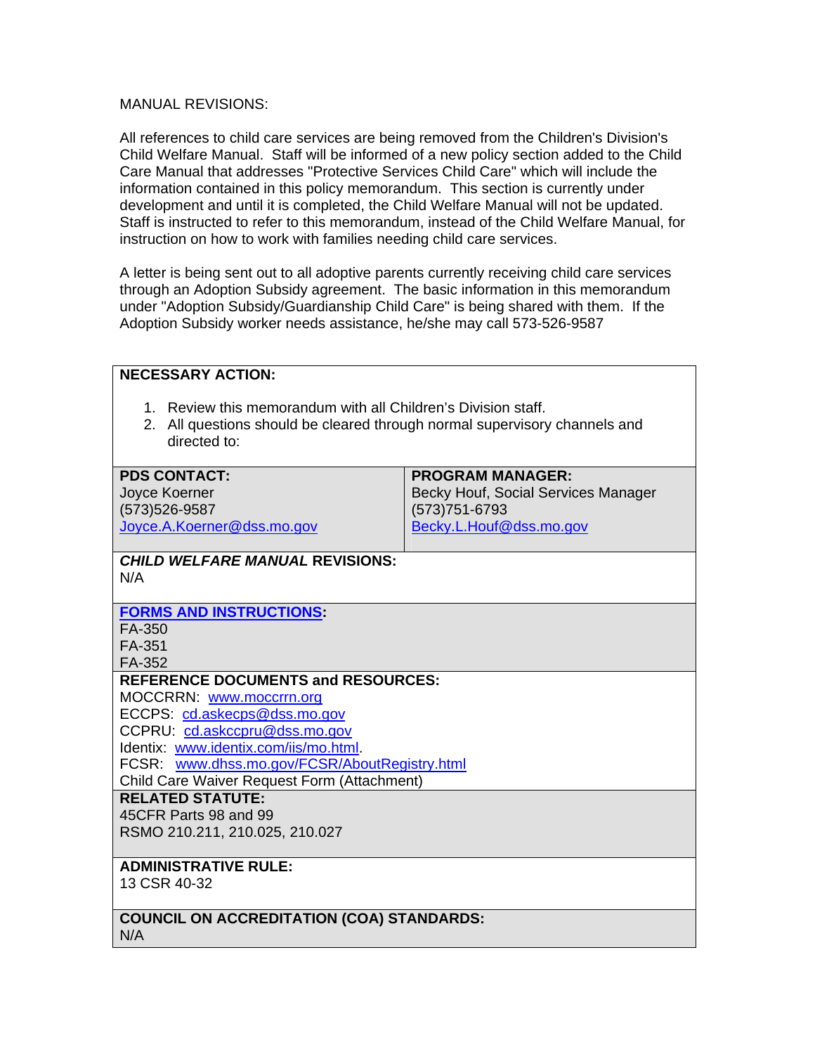MANUAL REVISIONS:

All references to child care services are being removed from the Children's Division's Child Welfare Manual. Staff will be informed of a new policy section added to the Child Care Manual that addresses "Protective Services Child Care" which will include the information contained in this policy memorandum. This section is currently under development and until it is completed, the Child Welfare Manual will not be updated. Staff is instructed to refer to this memorandum, instead of the Child Welfare Manual, for instruction on how to work with families needing child care services.

A letter is being sent out to all adoptive parents currently receiving child care services through an Adoption Subsidy agreement. The basic information in this memorandum under "Adoption Subsidy/Guardianship Child Care" is being shared with them. If the Adoption Subsidy worker needs assistance, he/she may call 573-526-9587

**NECESSARY ACTION:**

1. Review this memorandum with all Children's Division staff.
2. All questions should be cleared through normal supervisory channels and directed to:

| **PDS CONTACT:** | **PROGRAM MANAGER:** |
|---|---|
| Joyce Koerner<br>(573)526-9587<br>Joyce.A.Koerner@dss.mo.gov | Becky Houf, Social Services Manager<br>(573)751-6793<br>Becky.L.Houf@dss.mo.gov |

***CHILD WELFARE MANUAL* REVISIONS:**
N/A

**FORMS AND INSTRUCTIONS:**
FA-350
FA-351
FA-352

**REFERENCE DOCUMENTS and RESOURCES:**
MOCCRRN: www.moccrrn.org
ECCPS: cd.askecps@dss.mo.gov
CCPRU: cd.askccpru@dss.mo.gov
Identix: www.identix.com/iis/mo.html.
FCSR: www.dhss.mo.gov/FCSR/AboutRegistry.html
Child Care Waiver Request Form (Attachment)

**RELATED STATUTE:**
45CFR Parts 98 and 99
RSMO 210.211, 210.025, 210.027

**ADMINISTRATIVE RULE:**
13 CSR 40-32

**COUNCIL ON ACCREDITATION (COA) STANDARDS:**
N/A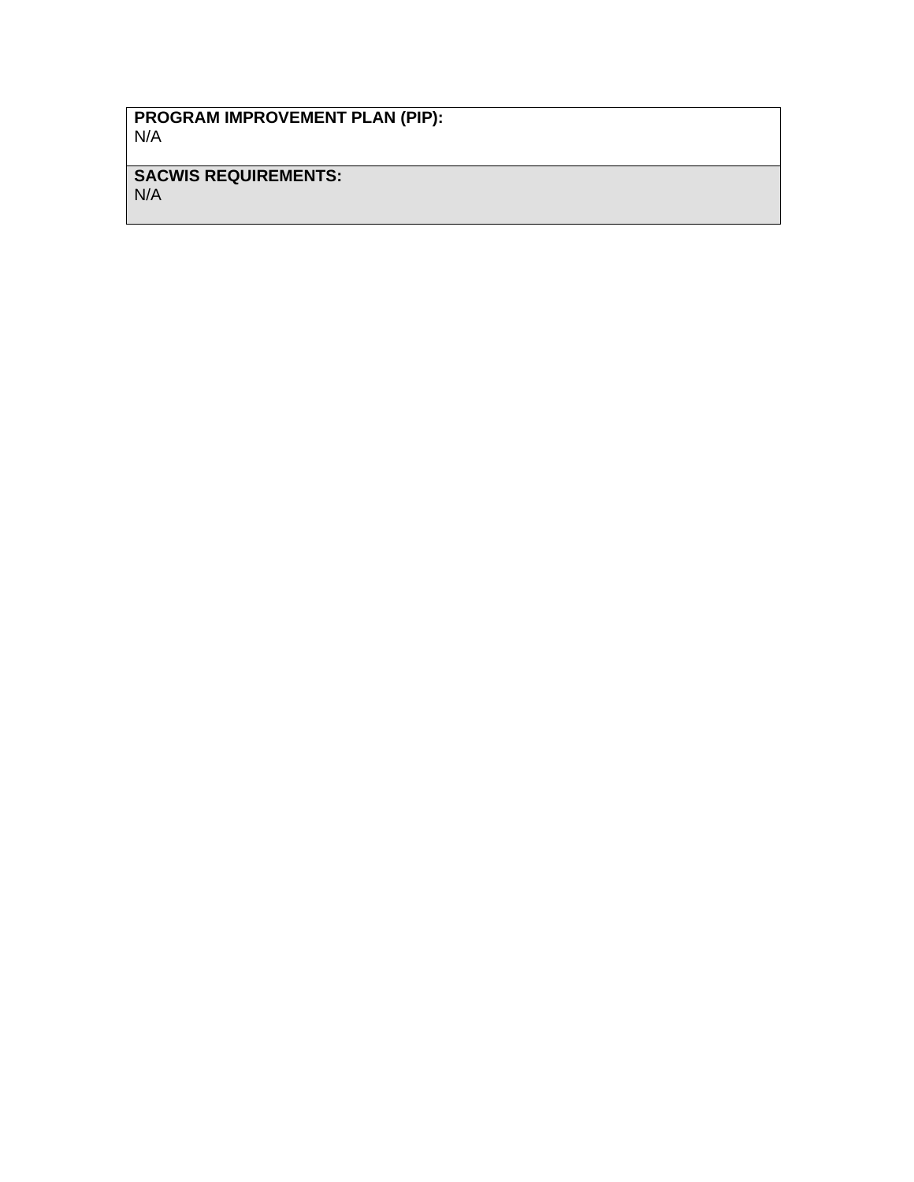**PROGRAM IMPROVEMENT PLAN (PIP):**
N/A

**SACWIS REQUIREMENTS:**
N/A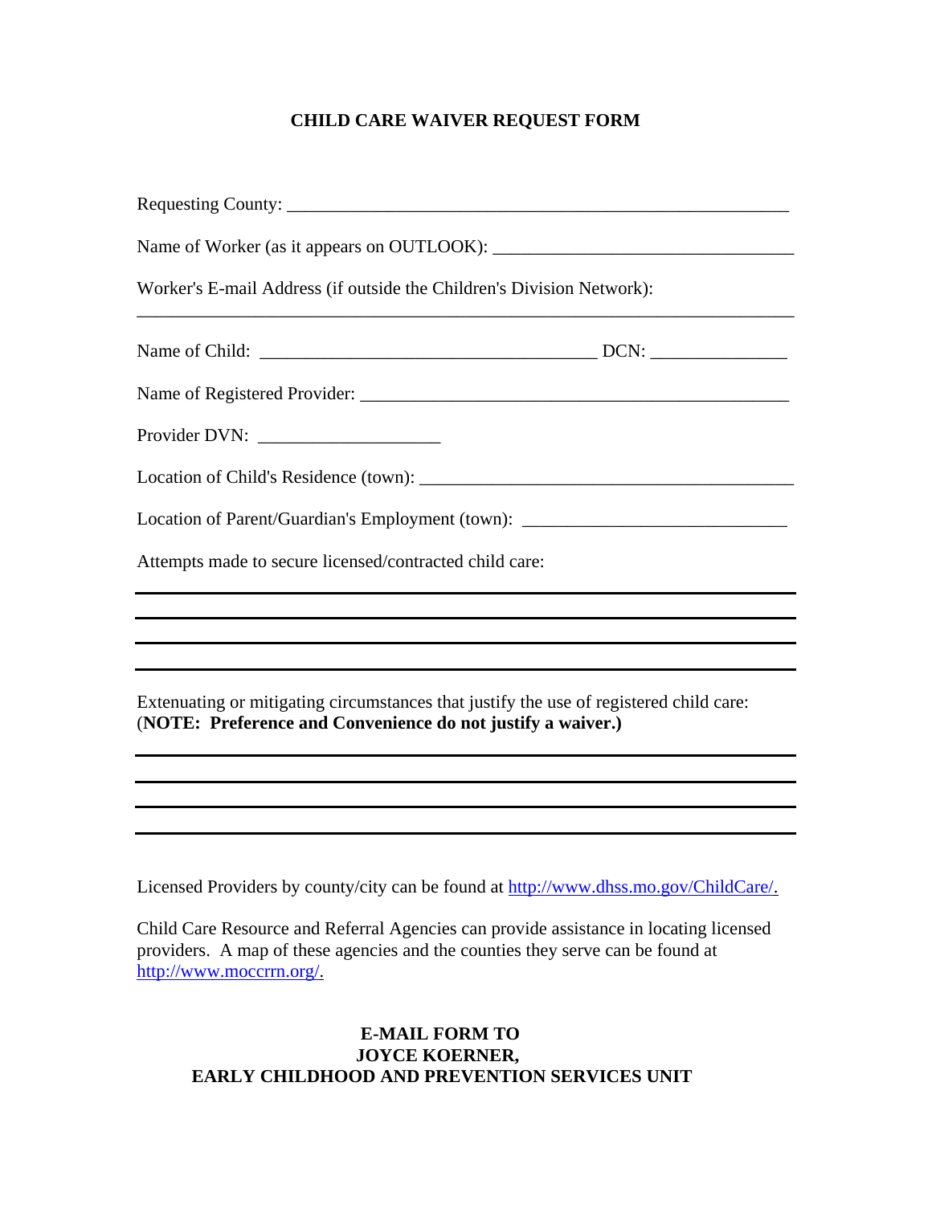# CHILD CARE WAIVER REQUEST FORM

Requesting County: ___________________________________________________________

Name of Worker (as it appears on OUTLOOK): __________________________________

Worker's E-mail Address (if outside the Children's Division Network):

_____________________________________________________________________________

Name of Child: ______________________________________ DCN: _______________

Name of Registered Provider: ________________________________________________

Provider DVN: ____________________

Location of Child's Residence (town): ________________________________________

Location of Parent/Guardian's Employment (town): _____________________________

Attempts made to secure licensed/contracted child care:

_____________________________________________________________________________

_____________________________________________________________________________

_____________________________________________________________________________

_____________________________________________________________________________

Extenuating or mitigating circumstances that justify the use of registered child care: (**NOTE: Preference and Convenience do not justify a waiver.)**

_____________________________________________________________________________

_____________________________________________________________________________

_____________________________________________________________________________

_____________________________________________________________________________

Licensed Providers by county/city can be found at http://www.dhss.mo.gov/ChildCare/.

Child Care Resource and Referral Agencies can provide assistance in locating licensed providers. A map of these agencies and the counties they serve can be found at http://www.moccrrn.org/.

**E-MAIL FORM TO**
**JOYCE KOERNER,**
**EARLY CHILDHOOD AND PREVENTION SERVICES UNIT**